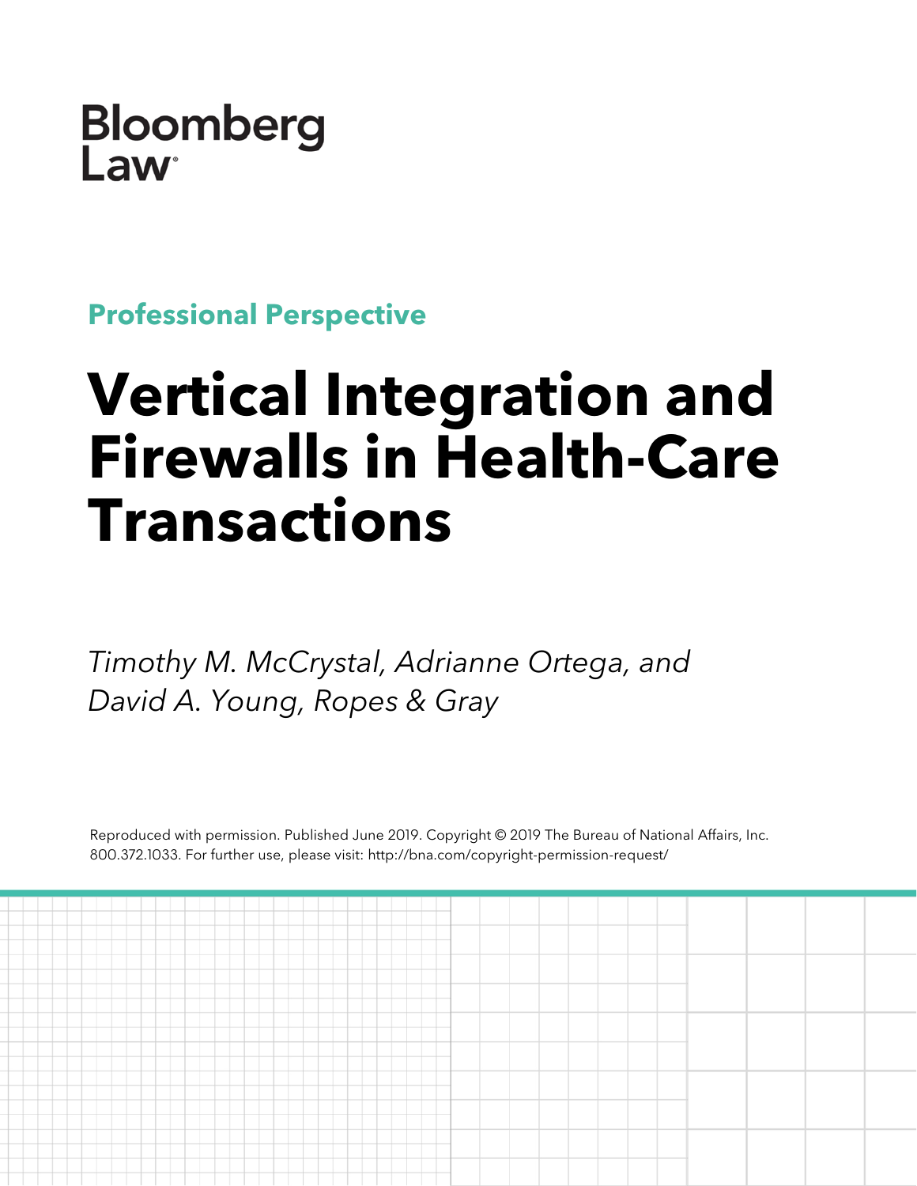Bloomberg Law

**Professional Perspective**

# Vertical Integration and Firewalls in Health-Care Transactions

*Timothy M. McCrystal, Adrianne Ortega, and David A. Young, Ropes & Gray*

Reproduced with permission. Published June 2019. Copyright © 2019 The Bureau of National Affairs, Inc. 800.372.1033. For further use, please visit: http://bna.com/copyright-permission-request/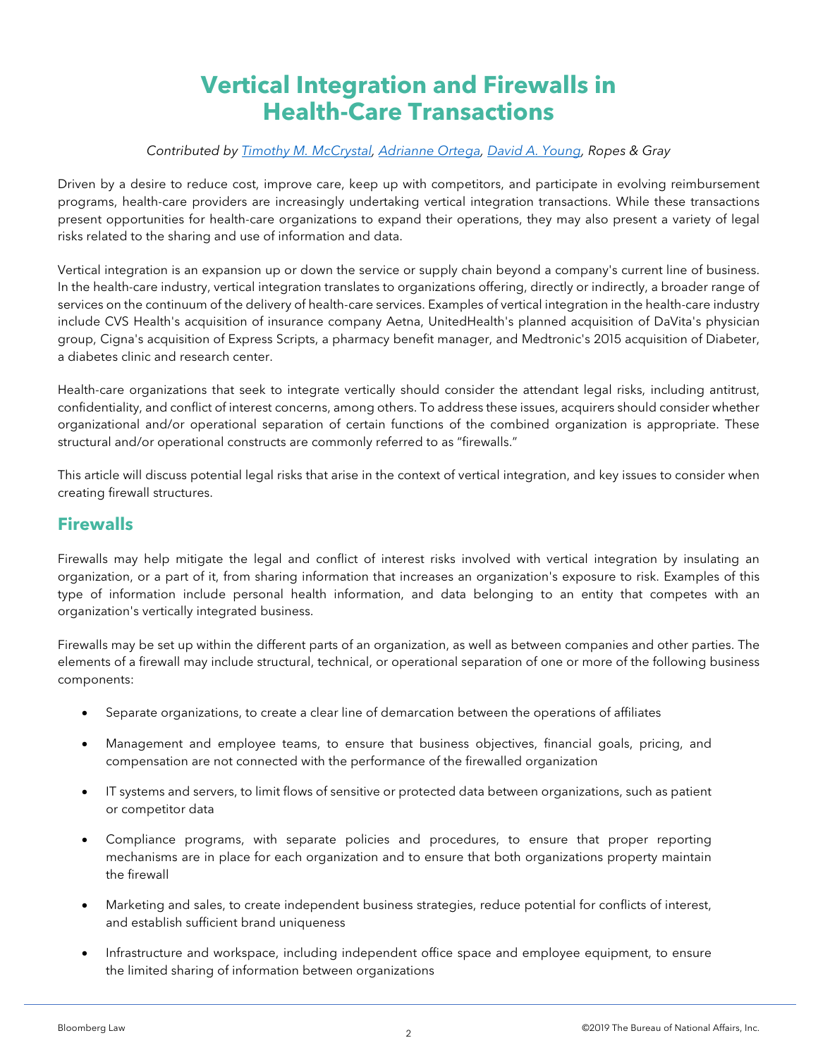# Vertical Integration and Firewalls in Health-Care Transactions

*Contributed by [Timothy M. McCrystal](), [Adrianne Ortega](), [David A. Young](), Ropes & Gray*

Driven by a desire to reduce cost, improve care, keep up with competitors, and participate in evolving reimbursement programs, health-care providers are increasingly undertaking vertical integration transactions. While these transactions present opportunities for health-care organizations to expand their operations, they may also present a variety of legal risks related to the sharing and use of information and data.

Vertical integration is an expansion up or down the service or supply chain beyond a company's current line of business. In the health-care industry, vertical integration translates to organizations offering, directly or indirectly, a broader range of services on the continuum of the delivery of health-care services. Examples of vertical integration in the health-care industry include CVS Health's acquisition of insurance company Aetna, UnitedHealth's planned acquisition of DaVita's physician group, Cigna's acquisition of Express Scripts, a pharmacy benefit manager, and Medtronic's 2015 acquisition of Diabeter, a diabetes clinic and research center.

Health-care organizations that seek to integrate vertically should consider the attendant legal risks, including antitrust, confidentiality, and conflict of interest concerns, among others. To address these issues, acquirers should consider whether organizational and/or operational separation of certain functions of the combined organization is appropriate. These structural and/or operational constructs are commonly referred to as "firewalls."

This article will discuss potential legal risks that arise in the context of vertical integration, and key issues to consider when creating firewall structures.

## Firewalls

Firewalls may help mitigate the legal and conflict of interest risks involved with vertical integration by insulating an organization, or a part of it, from sharing information that increases an organization's exposure to risk. Examples of this type of information include personal health information, and data belonging to an entity that competes with an organization's vertically integrated business.

Firewalls may be set up within the different parts of an organization, as well as between companies and other parties. The elements of a firewall may include structural, technical, or operational separation of one or more of the following business components:

- Separate organizations, to create a clear line of demarcation between the operations of affiliates
- Management and employee teams, to ensure that business objectives, financial goals, pricing, and compensation are not connected with the performance of the firewalled organization
- IT systems and servers, to limit flows of sensitive or protected data between organizations, such as patient or competitor data
- Compliance programs, with separate policies and procedures, to ensure that proper reporting mechanisms are in place for each organization and to ensure that both organizations property maintain the firewall
- Marketing and sales, to create independent business strategies, reduce potential for conflicts of interest, and establish sufficient brand uniqueness
- Infrastructure and workspace, including independent office space and employee equipment, to ensure the limited sharing of information between organizations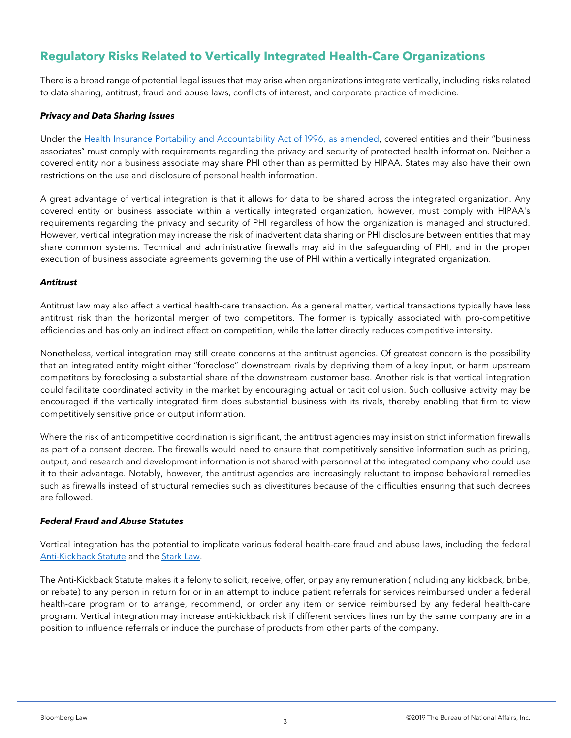## Regulatory Risks Related to Vertically Integrated Health-Care Organizations

There is a broad range of potential legal issues that may arise when organizations integrate vertically, including risks related to data sharing, antitrust, fraud and abuse laws, conflicts of interest, and corporate practice of medicine.

***Privacy and Data Sharing Issues***

Under the Health Insurance Portability and Accountability Act of 1996, as amended, covered entities and their "business associates" must comply with requirements regarding the privacy and security of protected health information. Neither a covered entity nor a business associate may share PHI other than as permitted by HIPAA. States may also have their own restrictions on the use and disclosure of personal health information.

A great advantage of vertical integration is that it allows for data to be shared across the integrated organization. Any covered entity or business associate within a vertically integrated organization, however, must comply with HIPAA's requirements regarding the privacy and security of PHI regardless of how the organization is managed and structured. However, vertical integration may increase the risk of inadvertent data sharing or PHI disclosure between entities that may share common systems. Technical and administrative firewalls may aid in the safeguarding of PHI, and in the proper execution of business associate agreements governing the use of PHI within a vertically integrated organization.

***Antitrust***

Antitrust law may also affect a vertical health-care transaction. As a general matter, vertical transactions typically have less antitrust risk than the horizontal merger of two competitors. The former is typically associated with pro-competitive efficiencies and has only an indirect effect on competition, while the latter directly reduces competitive intensity.

Nonetheless, vertical integration may still create concerns at the antitrust agencies. Of greatest concern is the possibility that an integrated entity might either "foreclose" downstream rivals by depriving them of a key input, or harm upstream competitors by foreclosing a substantial share of the downstream customer base. Another risk is that vertical integration could facilitate coordinated activity in the market by encouraging actual or tacit collusion. Such collusive activity may be encouraged if the vertically integrated firm does substantial business with its rivals, thereby enabling that firm to view competitively sensitive price or output information.

Where the risk of anticompetitive coordination is significant, the antitrust agencies may insist on strict information firewalls as part of a consent decree. The firewalls would need to ensure that competitively sensitive information such as pricing, output, and research and development information is not shared with personnel at the integrated company who could use it to their advantage. Notably, however, the antitrust agencies are increasingly reluctant to impose behavioral remedies such as firewalls instead of structural remedies such as divestitures because of the difficulties ensuring that such decrees are followed.

***Federal Fraud and Abuse Statutes***

Vertical integration has the potential to implicate various federal health-care fraud and abuse laws, including the federal Anti-Kickback Statute and the Stark Law.

The Anti-Kickback Statute makes it a felony to solicit, receive, offer, or pay any remuneration (including any kickback, bribe, or rebate) to any person in return for or in an attempt to induce patient referrals for services reimbursed under a federal health-care program or to arrange, recommend, or order any item or service reimbursed by any federal health-care program. Vertical integration may increase anti-kickback risk if different services lines run by the same company are in a position to influence referrals or induce the purchase of products from other parts of the company.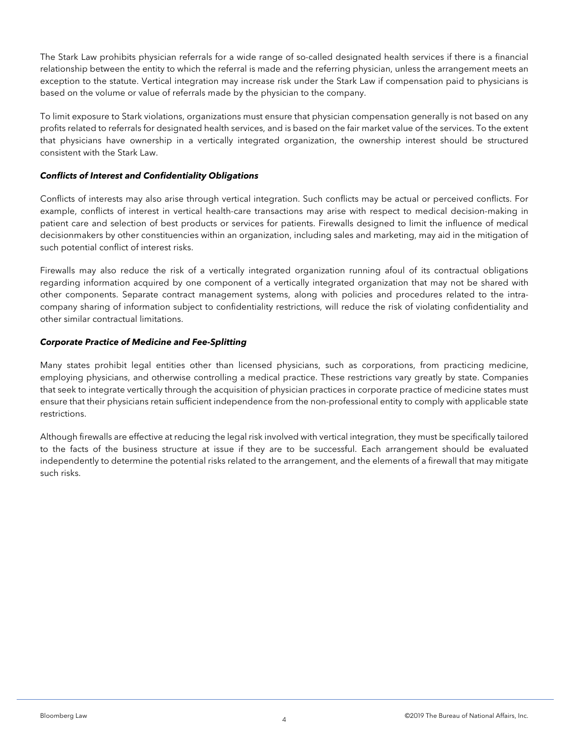The Stark Law prohibits physician referrals for a wide range of so-called designated health services if there is a financial relationship between the entity to which the referral is made and the referring physician, unless the arrangement meets an exception to the statute. Vertical integration may increase risk under the Stark Law if compensation paid to physicians is based on the volume or value of referrals made by the physician to the company.

To limit exposure to Stark violations, organizations must ensure that physician compensation generally is not based on any profits related to referrals for designated health services, and is based on the fair market value of the services. To the extent that physicians have ownership in a vertically integrated organization, the ownership interest should be structured consistent with the Stark Law.

### *Conflicts of Interest and Confidentiality Obligations*

Conflicts of interests may also arise through vertical integration. Such conflicts may be actual or perceived conflicts. For example, conflicts of interest in vertical health-care transactions may arise with respect to medical decision-making in patient care and selection of best products or services for patients. Firewalls designed to limit the influence of medical decisionmakers by other constituencies within an organization, including sales and marketing, may aid in the mitigation of such potential conflict of interest risks.

Firewalls may also reduce the risk of a vertically integrated organization running afoul of its contractual obligations regarding information acquired by one component of a vertically integrated organization that may not be shared with other components. Separate contract management systems, along with policies and procedures related to the intra-company sharing of information subject to confidentiality restrictions, will reduce the risk of violating confidentiality and other similar contractual limitations.

### *Corporate Practice of Medicine and Fee-Splitting*

Many states prohibit legal entities other than licensed physicians, such as corporations, from practicing medicine, employing physicians, and otherwise controlling a medical practice. These restrictions vary greatly by state. Companies that seek to integrate vertically through the acquisition of physician practices in corporate practice of medicine states must ensure that their physicians retain sufficient independence from the non-professional entity to comply with applicable state restrictions.

Although firewalls are effective at reducing the legal risk involved with vertical integration, they must be specifically tailored to the facts of the business structure at issue if they are to be successful. Each arrangement should be evaluated independently to determine the potential risks related to the arrangement, and the elements of a firewall that may mitigate such risks.